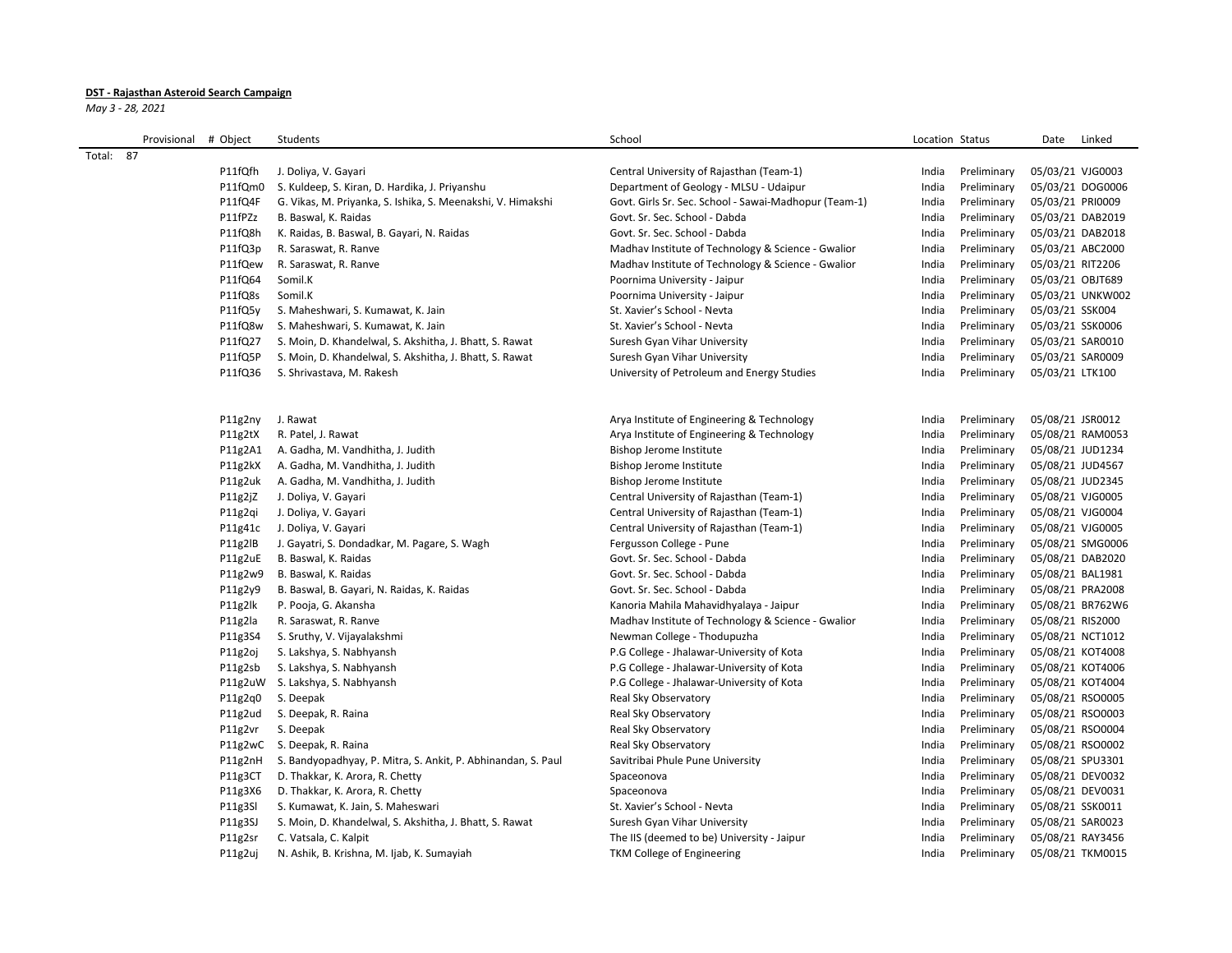**DST - Rajasthan Asteroid Search Campaign**

*May 3 - 28, 2021*

| Provisional | # Object | Students | School | Location | Status | Date | Linked |
|---|---|---|---|---|---|---|---|
| Total: 87 | | | | | | | |
| | P11fQfh | J. Doliya, V. Gayari | Central University of Rajasthan (Team-1) | India | Preliminary | 05/03/21 | VJG0003 |
| | P11fQm0 | S. Kuldeep, S. Kiran, D. Hardika, J. Priyanshu | Department of Geology - MLSU - Udaipur | India | Preliminary | 05/03/21 | DOG0006 |
| | P11fQ4F | G. Vikas, M. Priyanka, S. Ishika, S. Meenakshi, V. Himakshi | Govt. Girls Sr. Sec. School - Sawai-Madhopur (Team-1) | India | Preliminary | 05/03/21 | PRI0009 |
| | P11fPZz | B. Baswal, K. Raidas | Govt. Sr. Sec. School - Dabda | India | Preliminary | 05/03/21 | DAB2019 |
| | P11fQ8h | K. Raidas, B. Baswal, B. Gayari, N. Raidas | Govt. Sr. Sec. School - Dabda | India | Preliminary | 05/03/21 | DAB2018 |
| | P11fQ3p | R. Saraswat, R. Ranve | Madhav Institute of Technology & Science - Gwalior | India | Preliminary | 05/03/21 | ABC2000 |
| | P11fQew | R. Saraswat, R. Ranve | Madhav Institute of Technology & Science - Gwalior | India | Preliminary | 05/03/21 | RIT2206 |
| | P11fQ64 | Somil.K | Poornima University - Jaipur | India | Preliminary | 05/03/21 | OBJT689 |
| | P11fQ8s | Somil.K | Poornima University - Jaipur | India | Preliminary | 05/03/21 | UNKW002 |
| | P11fQ5y | S. Maheshwari, S. Kumawat, K. Jain | St. Xavier's School - Nevta | India | Preliminary | 05/03/21 | SSK004 |
| | P11fQ8w | S. Maheshwari, S. Kumawat, K. Jain | St. Xavier's School - Nevta | India | Preliminary | 05/03/21 | SSK0006 |
| | P11fQ27 | S. Moin, D. Khandelwal, S. Akshitha, J. Bhatt, S. Rawat | Suresh Gyan Vihar University | India | Preliminary | 05/03/21 | SAR0010 |
| | P11fQ5P | S. Moin, D. Khandelwal, S. Akshitha, J. Bhatt, S. Rawat | Suresh Gyan Vihar University | India | Preliminary | 05/03/21 | SAR0009 |
| | P11fQ36 | S. Shrivastava, M. Rakesh | University of Petroleum and Energy Studies | India | Preliminary | 05/03/21 | LTK100 |
| | | | | | | | |
| | P11g2ny | J. Rawat | Arya Institute of Engineering & Technology | India | Preliminary | 05/08/21 | JSR0012 |
| | P11g2tX | R. Patel, J. Rawat | Arya Institute of Engineering & Technology | India | Preliminary | 05/08/21 | RAM0053 |
| | P11g2A1 | A. Gadha, M. Vandhitha, J. Judith | Bishop Jerome Institute | India | Preliminary | 05/08/21 | JUD1234 |
| | P11g2kX | A. Gadha, M. Vandhitha, J. Judith | Bishop Jerome Institute | India | Preliminary | 05/08/21 | JUD4567 |
| | P11g2uk | A. Gadha, M. Vandhitha, J. Judith | Bishop Jerome Institute | India | Preliminary | 05/08/21 | JUD2345 |
| | P11g2jZ | J. Doliya, V. Gayari | Central University of Rajasthan (Team-1) | India | Preliminary | 05/08/21 | VJG0005 |
| | P11g2qi | J. Doliya, V. Gayari | Central University of Rajasthan (Team-1) | India | Preliminary | 05/08/21 | VJG0004 |
| | P11g41c | J. Doliya, V. Gayari | Central University of Rajasthan (Team-1) | India | Preliminary | 05/08/21 | VJG0005 |
| | P11g2lB | J. Gayatri, S. Dondadkar, M. Pagare, S. Wagh | Fergusson College - Pune | India | Preliminary | 05/08/21 | SMG0006 |
| | P11g2uE | B. Baswal, K. Raidas | Govt. Sr. Sec. School - Dabda | India | Preliminary | 05/08/21 | DAB2020 |
| | P11g2w9 | B. Baswal, K. Raidas | Govt. Sr. Sec. School - Dabda | India | Preliminary | 05/08/21 | BAL1981 |
| | P11g2y9 | B. Baswal, B. Gayari, N. Raidas, K. Raidas | Govt. Sr. Sec. School - Dabda | India | Preliminary | 05/08/21 | PRA2008 |
| | P11g2lk | P. Pooja, G. Akansha | Kanoria Mahila Mahavidhyalaya - Jaipur | India | Preliminary | 05/08/21 | BR762W6 |
| | P11g2la | R. Saraswat, R. Ranve | Madhav Institute of Technology & Science - Gwalior | India | Preliminary | 05/08/21 | RIS2000 |
| | P11g3S4 | S. Sruthy, V. Vijayalakshmi | Newman College - Thodupuzha | India | Preliminary | 05/08/21 | NCT1012 |
| | P11g2oj | S. Lakshya, S. Nabhyansh | P.G College - Jhalawar-University of Kota | India | Preliminary | 05/08/21 | KOT4008 |
| | P11g2sb | S. Lakshya, S. Nabhyansh | P.G College - Jhalawar-University of Kota | India | Preliminary | 05/08/21 | KOT4006 |
| | P11g2uW | S. Lakshya, S. Nabhyansh | P.G College - Jhalawar-University of Kota | India | Preliminary | 05/08/21 | KOT4004 |
| | P11g2q0 | S. Deepak | Real Sky Observatory | India | Preliminary | 05/08/21 | RSO0005 |
| | P11g2ud | S. Deepak, R. Raina | Real Sky Observatory | India | Preliminary | 05/08/21 | RSO0003 |
| | P11g2vr | S. Deepak | Real Sky Observatory | India | Preliminary | 05/08/21 | RSO0004 |
| | P11g2wC | S. Deepak, R. Raina | Real Sky Observatory | India | Preliminary | 05/08/21 | RSO0002 |
| | P11g2nH | S. Bandyopadhyay, P. Mitra, S. Ankit, P. Abhinandan, S. Paul | Savitribai Phule Pune University | India | Preliminary | 05/08/21 | SPU3301 |
| | P11g3CT | D. Thakkar, K. Arora, R. Chetty | Spaceonova | India | Preliminary | 05/08/21 | DEV0032 |
| | P11g3X6 | D. Thakkar, K. Arora, R. Chetty | Spaceonova | India | Preliminary | 05/08/21 | DEV0031 |
| | P11g3Sl | S. Kumawat, K. Jain, S. Maheswari | St. Xavier's School - Nevta | India | Preliminary | 05/08/21 | SSK0011 |
| | P11g3SJ | S. Moin, D. Khandelwal, S. Akshitha, J. Bhatt, S. Rawat | Suresh Gyan Vihar University | India | Preliminary | 05/08/21 | SAR0023 |
| | P11g2sr | C. Vatsala, C. Kalpit | The IIS (deemed to be) University - Jaipur | India | Preliminary | 05/08/21 | RAY3456 |
| | P11g2uj | N. Ashik, B. Krishna, M. Ijab, K. Sumayiah | TKM College of Engineering | India | Preliminary | 05/08/21 | TKM0015 |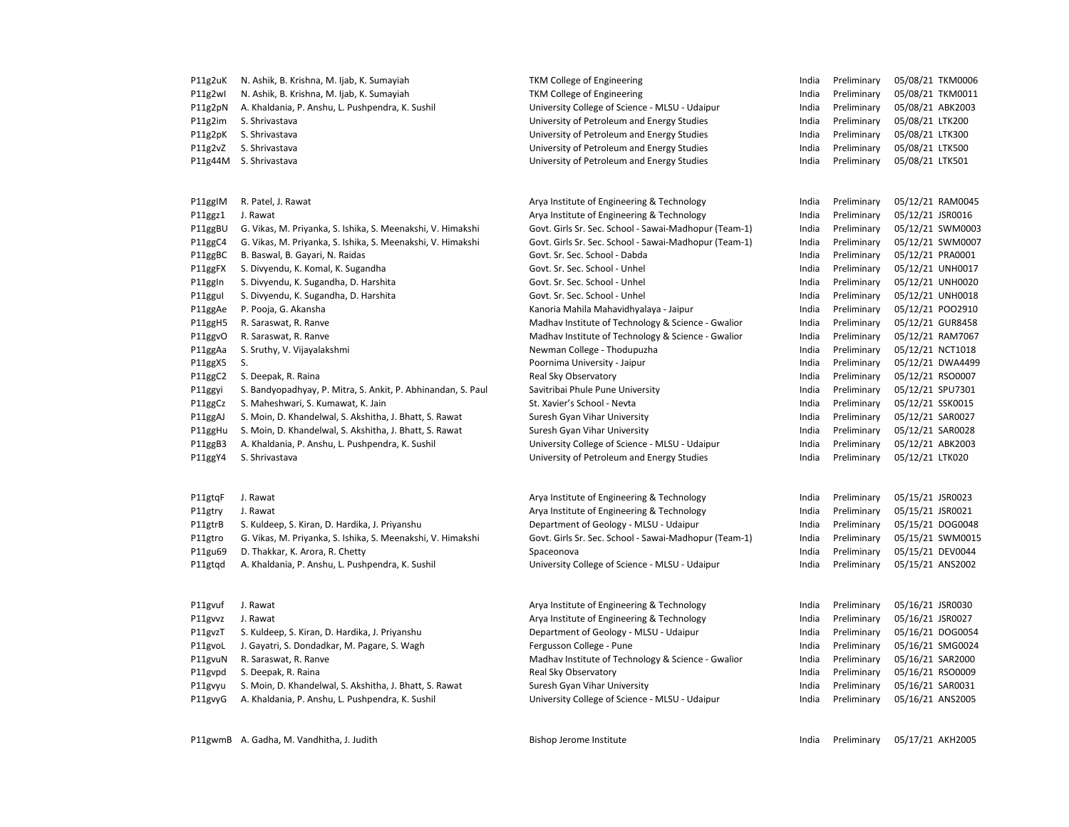| | | | | | | |
|---|---|---|---|---|---|---|
| P11g2uK | N. Ashik, B. Krishna, M. Ijab, K. Sumayiah | TKM College of Engineering | India | Preliminary | 05/08/21 | TKM0006 |
| P11g2wI | N. Ashik, B. Krishna, M. Ijab, K. Sumayiah | TKM College of Engineering | India | Preliminary | 05/08/21 | TKM0011 |
| P11g2pN | A. Khaldania, P. Anshu, L. Pushpendra, K. Sushil | University College of Science - MLSU - Udaipur | India | Preliminary | 05/08/21 | ABK2003 |
| P11g2im | S. Shrivastava | University of Petroleum and Energy Studies | India | Preliminary | 05/08/21 | LTK200 |
| P11g2pK | S. Shrivastava | University of Petroleum and Energy Studies | India | Preliminary | 05/08/21 | LTK300 |
| P11g2vZ | S. Shrivastava | University of Petroleum and Energy Studies | India | Preliminary | 05/08/21 | LTK500 |
| P11g44M | S. Shrivastava | University of Petroleum and Energy Studies | India | Preliminary | 05/08/21 | LTK501 |
| | | | | | | |
| P11ggIM | R. Patel, J. Rawat | Arya Institute of Engineering & Technology | India | Preliminary | 05/12/21 | RAM0045 |
| P11ggz1 | J. Rawat | Arya Institute of Engineering & Technology | India | Preliminary | 05/12/21 | JSR0016 |
| P11ggBU | G. Vikas, M. Priyanka, S. Ishika, S. Meenakshi, V. Himakshi | Govt. Girls Sr. Sec. School - Sawai-Madhopur (Team-1) | India | Preliminary | 05/12/21 | SWM0003 |
| P11ggC4 | G. Vikas, M. Priyanka, S. Ishika, S. Meenakshi, V. Himakshi | Govt. Girls Sr. Sec. School - Sawai-Madhopur (Team-1) | India | Preliminary | 05/12/21 | SWM0007 |
| P11ggBC | B. Baswal, B. Gayari, N. Raidas | Govt. Sr. Sec. School - Dabda | India | Preliminary | 05/12/21 | PRA0001 |
| P11ggFX | S. Divyendu, K. Komal, K. Sugandha | Govt. Sr. Sec. School - Unhel | India | Preliminary | 05/12/21 | UNH0017 |
| P11ggIn | S. Divyendu, K. Sugandha, D. Harshita | Govt. Sr. Sec. School - Unhel | India | Preliminary | 05/12/21 | UNH0020 |
| P11gguI | S. Divyendu, K. Sugandha, D. Harshita | Govt. Sr. Sec. School - Unhel | India | Preliminary | 05/12/21 | UNH0018 |
| P11ggAe | P. Pooja, G. Akansha | Kanoria Mahila Mahavidhyalaya - Jaipur | India | Preliminary | 05/12/21 | POO2910 |
| P11ggH5 | R. Saraswat, R. Ranve | Madhav Institute of Technology & Science - Gwalior | India | Preliminary | 05/12/21 | GUR8458 |
| P11ggvO | R. Saraswat, R. Ranve | Madhav Institute of Technology & Science - Gwalior | India | Preliminary | 05/12/21 | RAM7067 |
| P11ggAa | S. Sruthy, V. Vijayalakshmi | Newman College - Thodupuzha | India | Preliminary | 05/12/21 | NCT1018 |
| P11ggX5 | S. | Poornima University - Jaipur | India | Preliminary | 05/12/21 | DWA4499 |
| P11ggC2 | S. Deepak, R. Raina | Real Sky Observatory | India | Preliminary | 05/12/21 | RSO0007 |
| P11ggyi | S. Bandyopadhyay, P. Mitra, S. Ankit, P. Abhinandan, S. Paul | Savitribai Phule Pune University | India | Preliminary | 05/12/21 | SPU7301 |
| P11ggCz | S. Maheshwari, S. Kumawat, K. Jain | St. Xavier's School - Nevta | India | Preliminary | 05/12/21 | SSK0015 |
| P11ggAJ | S. Moin, D. Khandelwal, S. Akshitha, J. Bhatt, S. Rawat | Suresh Gyan Vihar University | India | Preliminary | 05/12/21 | SAR0027 |
| P11ggHu | S. Moin, D. Khandelwal, S. Akshitha, J. Bhatt, S. Rawat | Suresh Gyan Vihar University | India | Preliminary | 05/12/21 | SAR0028 |
| P11ggB3 | A. Khaldania, P. Anshu, L. Pushpendra, K. Sushil | University College of Science - MLSU - Udaipur | India | Preliminary | 05/12/21 | ABK2003 |
| P11ggY4 | S. Shrivastava | University of Petroleum and Energy Studies | India | Preliminary | 05/12/21 | LTK020 |
| | | | | | | |
| P11gtqF | J. Rawat | Arya Institute of Engineering & Technology | India | Preliminary | 05/15/21 | JSR0023 |
| P11gtry | J. Rawat | Arya Institute of Engineering & Technology | India | Preliminary | 05/15/21 | JSR0021 |
| P11gtrB | S. Kuldeep, S. Kiran, D. Hardika, J. Priyanshu | Department of Geology - MLSU - Udaipur | India | Preliminary | 05/15/21 | DOG0048 |
| P11gtro | G. Vikas, M. Priyanka, S. Ishika, S. Meenakshi, V. Himakshi | Govt. Girls Sr. Sec. School - Sawai-Madhopur (Team-1) | India | Preliminary | 05/15/21 | SWM0015 |
| P11gu69 | D. Thakkar, K. Arora, R. Chetty | Spaceonova | India | Preliminary | 05/15/21 | DEV0044 |
| P11gtqd | A. Khaldania, P. Anshu, L. Pushpendra, K. Sushil | University College of Science - MLSU - Udaipur | India | Preliminary | 05/15/21 | ANS2002 |
| | | | | | | |
| P11gvuf | J. Rawat | Arya Institute of Engineering & Technology | India | Preliminary | 05/16/21 | JSR0030 |
| P11gvvz | J. Rawat | Arya Institute of Engineering & Technology | India | Preliminary | 05/16/21 | JSR0027 |
| P11gvzT | S. Kuldeep, S. Kiran, D. Hardika, J. Priyanshu | Department of Geology - MLSU - Udaipur | India | Preliminary | 05/16/21 | DOG0054 |
| P11gvoL | J. Gayatri, S. Dondadkar, M. Pagare, S. Wagh | Fergusson College - Pune | India | Preliminary | 05/16/21 | SMG0024 |
| P11gvuN | R. Saraswat, R. Ranve | Madhav Institute of Technology & Science - Gwalior | India | Preliminary | 05/16/21 | SAR2000 |
| P11gvpd | S. Deepak, R. Raina | Real Sky Observatory | India | Preliminary | 05/16/21 | RSO0009 |
| P11gvyu | S. Moin, D. Khandelwal, S. Akshitha, J. Bhatt, S. Rawat | Suresh Gyan Vihar University | India | Preliminary | 05/16/21 | SAR0031 |
| P11gvyG | A. Khaldania, P. Anshu, L. Pushpendra, K. Sushil | University College of Science - MLSU - Udaipur | India | Preliminary | 05/16/21 | ANS2005 |
| | | | | | | |
| P11gwmB | A. Gadha, M. Vandhitha, J. Judith | Bishop Jerome Institute | India | Preliminary | 05/17/21 | AKH2005 |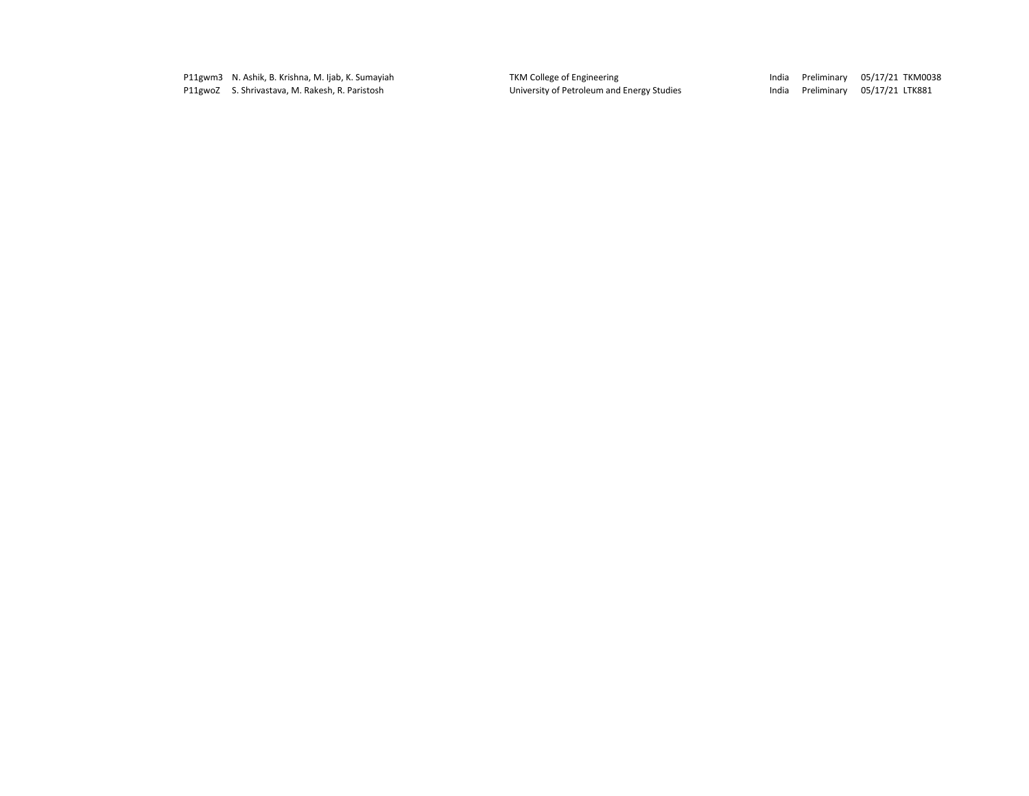| | | | | | | |
|---|---|---|---|---|---|---|
| P11gwm3 | N. Ashik, B. Krishna, M. Ijab, K. Sumayiah | TKM College of Engineering | India | Preliminary | 05/17/21 | TKM0038 |
| P11gwoZ | S. Shrivastava, M. Rakesh, R. Paristosh | University of Petroleum and Energy Studies | India | Preliminary | 05/17/21 | LTK881 |